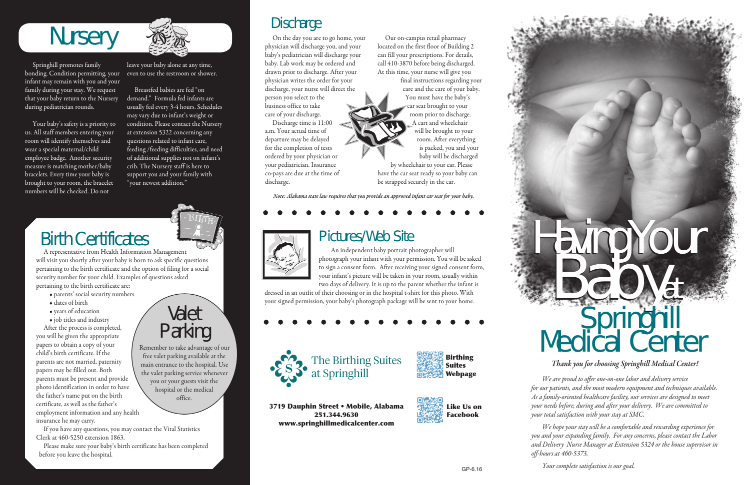# Nursery

Springhill promotes family bonding. Condition permitting, your infant may remain with you and your family during your stay. We request that your baby return to the Nursery during pediatrician rounds.

Your baby's safety is a priority to us. All staff members entering your room will identify themselves and wear a special maternal/child employee badge. Another security measure is matching mother/baby bracelets. Every time your baby is brought to your room, the bracelet numbers will be checked. Do not leave your baby alone at any time, even to use the restroom or shower.

Breastfed babies are fed "on demand." Formula fed infants are usually fed every 3-4 hours. Schedules may vary due to infant's weight or condition. Please contact the Nursery at extension 5322 concerning any questions related to infant care, feeding /feeding difficulties, and need of additional supplies not on infant's crib. The Nursery staff is here to support you and your family with "your newest addition."

# Birth Certificates

A representative from Health Information Management will visit you shortly after your baby is born to ask specific questions pertaining to the birth certificate and the option of filing for a social security number for your child. Examples of questions asked pertaining to the birth certificate are:

- parents' social security numbers
- dates of birth
- years of education
- job titles and industry

After the process is completed, you will be given the appropriate papers to obtain a copy of your child's birth certificate. If the parents are not married, paternity papers may be filled out. Both parents must be present and provide photo identification in order to have the father's name put on the birth certificate, as well as the father's employment information and any health insurance he may carry.

If you have any questions, you may contact the Vital Statistics Clerk at 460-5250 extension 1863.

Please make sure your baby's birth certificate has been completed before you leave the hospital.

# Valet Parking

Remember to take advantage of our free valet parking available at the main entrance to the hospital. Use the valet parking service whenever you or your guests visit the hospital or the medical office.

# Discharge

On the day you are to go home, your physician will discharge you, and your baby's pediatrician will discharge your baby. Lab work may be ordered and drawn prior to discharge. After your physician writes the order for your discharge, your nurse will direct the person you select to the business office to take care of your discharge.

Discharge time is 11:00 a.m. Your actual time of departure may be delayed for the completion of tests ordered by your physician or your pediatrician. Insurance co-pays are due at the time of discharge.

Our on-campus retail pharmacy located on the first floor of Building 2 can fill your prescriptions. For details, call 410-3870 before being discharged. At this time, your nurse will give you final instructions regarding your care and the care of your baby. You must have the baby's car seat brought to your room prior to discharge. A cart and wheelchair will be brought to your room. After everything is packed, you and your baby will be discharged by wheelchair to your car. Please have the car seat ready so your baby can be strapped securely in the car.

*Note: Alabama state law requires that you provide an approved infant car seat for your baby.*

# Pictures/Web Site

An independent baby portrait photographer will photograph your infant with your permission. You will be asked to sign a consent form. After receiving your signed consent form, your infant's picture will be taken in your room, usually within two days of delivery. It is up to the parent whether the infant is dressed in an outfit of their choosing or in the hospital t-shirt for this photo. With your signed permission, your baby's photograph package will be sent to your home.

The Birthing Suites at Springhill

**Birthing Suites Webpage**

**Like Us on Facebook**

**3719 Dauphin Street • Mobile, Alabama**
**251.344.9630**
**www.springhillmedicalcenter.com**

GP-6.16

# Having Your Baby at Springhill Medical Center

***Thank you for choosing Springhill Medical Center!***

*We are proud to offer one-on-one labor and delivery service for our patients, and the most modern equipment and techniques available. As a family-oriented healthcare facility, our services are designed to meet your needs before, during and after your delivery. We are committed to your total satisfaction with your stay at SMC.*

*We hope your stay will be a comfortable and rewarding experience for you and your expanding family. For any concerns, please contact the Labor and Delivery Nurse Manager at Extension 5324 or the house supervisor in off-hours at 460-5373.*

*Your complete satisfaction is our goal.*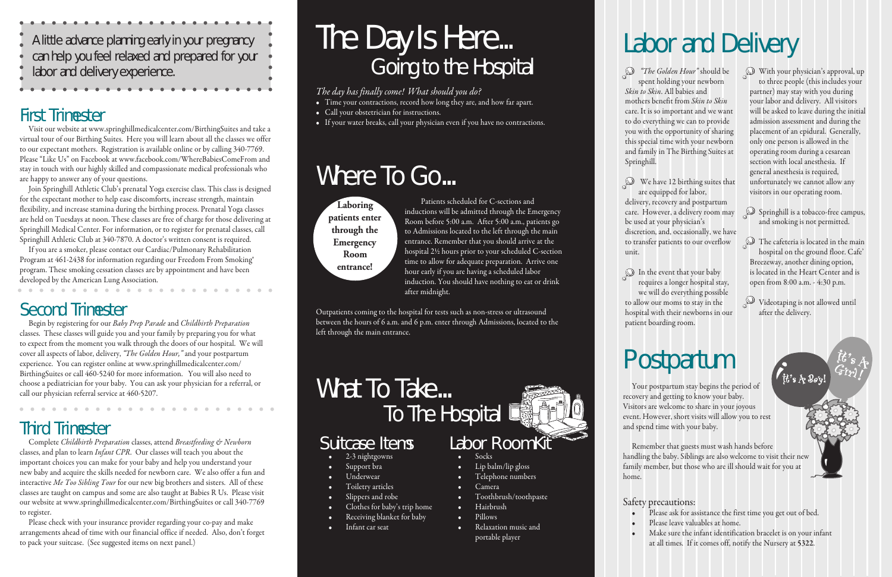A little advance planning early in your pregnancy can help you feel relaxed and prepared for your labor and delivery experience.

## First Trimester

Visit our website at www.springhillmedicalcenter.com/BirthingSuites and take a virtual tour of our Birthing Suites. Here you will learn about all the classes we offer to our expectant mothers. Registration is available online or by calling 340-7769. Please "Like Us" on Facebook at www.facebook.com/WhereBabiesComeFrom and stay in touch with our highly skilled and compassionate medical professionals who are happy to answer any of your questions.

Join Springhill Athletic Club's prenatal Yoga exercise class. This class is designed for the expectant mother to help ease discomforts, increase strength, maintain flexibility, and increase stamina during the birthing process. Prenatal Yoga classes are held on Tuesdays at noon. These classes are free of charge for those delivering at Springhill Medical Center. For information, or to register for prenatal classes, call Springhill Athletic Club at 340-7870. A doctor's written consent is required.

If you are a smoker, please contact our Cardiac/Pulmonary Rehabilitation Program at 461-2438 for information regarding our Freedom From Smoking® program. These smoking cessation classes are by appointment and have been developed by the American Lung Association.

## Second Trimester

Begin by registering for our *Baby Prep Parade* and *Childbirth Preparation* classes. These classes will guide you and your family by preparing you for what to expect from the moment you walk through the doors of our hospital. We will cover all aspects of labor, delivery, *"The Golden Hour,"* and your postpartum experience. You can register online at www.springhillmedicalcenter.com/BirthingSuites or call 460-5240 for more information. You will also need to choose a pediatrician for your baby. You can ask your physician for a referral, or call our physician referral service at 460-5207.

## Third Trimester

Complete *Childbirth Preparation* classes, attend *Breastfeeding & Newborn* classes, and plan to learn *Infant CPR*. Our classes will teach you about the important choices you can make for your baby and help you understand your new baby and acquire the skills needed for newborn care. We also offer a fun and interactive *Me Too Sibling Tour* for our new big brothers and sisters. All of these classes are taught on campus and some are also taught at Babies R Us. Please visit our website at www.springhillmedicalcenter.com/BirthingSuites or call 340-7769 to register.

Please check with your insurance provider regarding your co-pay and make arrangements ahead of time with our financial office if needed. Also, don't forget to pack your suitcase. (See suggested items on next panel.)

# The Day Is Here... Going to the Hospital

*The day has finally come! What should you do?*

- Time your contractions, record how long they are, and how far apart.
- Call your obstetrician for instructions.
- If your water breaks, call your physician even if you have no contractions.

# Where To Go...

**Laboring patients enter through the Emergency Room entrance!**

Patients scheduled for C-sections and inductions will be admitted through the Emergency Room before 5:00 a.m. After 5:00 a.m., patients go to Admissions located to the left through the main entrance. Remember that you should arrive at the hospital 2½ hours prior to your scheduled C-section time to allow for adequate preparation. Arrive one hour early if you are having a scheduled labor induction. You should have nothing to eat or drink after midnight.

Outpatients coming to the hospital for tests such as non-stress or ultrasound between the hours of 6 a.m. and 6 p.m. enter through Admissions, located to the left through the main entrance.

# What To Take... To The Hospital

## Suitcase Items

- 2-3 nightgowns
- Support bra
- Underwear
- Toiletry articles
- Slippers and robe
- Clothes for baby's trip home
- Receiving blanket for baby
- Infant car seat

## Labor Room Kit

- Socks
- Lip balm/lip gloss
- Telephone numbers
- Camera
- Toothbrush/toothpaste
- Hairbrush
- Pillows
- Relaxation music and portable player

# Labor and Delivery

- *"The Golden Hour"* should be spent holding your newborn *Skin to Skin*. All babies and mothers benefit from *Skin to Skin* care. It is so important and we want to do everything we can to provide you with the opportunity of sharing this special time with your newborn and family in The Birthing Suites at Springhill.
- We have 12 birthing suites that are equipped for labor, delivery, recovery and postpartum care. However, a delivery room may be used at your physician's discretion, and, occasionally, we have to transfer patients to our overflow unit.
- In the event that your baby requires a longer hospital stay, we will do everything possible to allow our moms to stay in the hospital with their newborns in our patient boarding room.
- With your physician's approval, up to three people (this includes your partner) may stay with you during your labor and delivery. All visitors will be asked to leave during the initial admission assessment and during the placement of an epidural. Generally, only one person is allowed in the operating room during a cesarean section with local anesthesia. If general anesthesia is required, unfortunately we cannot allow any visitors in our operating room.
- Springhill is a tobacco-free campus, and smoking is not permitted.
- The cafeteria is located in the main hospital on the ground floor. Cafe' Breezeway, another dining option, is located in the Heart Center and is open from 8:00 a.m. - 4:30 p.m.
- Videotaping is not allowed until after the delivery.

# Postpartum

Your postpartum stay begins the period of recovery and getting to know your baby. Visitors are welcome to share in your joyous event. However, short visits will allow you to rest and spend time with your baby.

Remember that guests must wash hands before handling the baby. Siblings are also welcome to visit their new family member, but those who are ill should wait for you at home.

Safety precautions:

- Please ask for assistance the first time you get out of bed.
- Please leave valuables at home.
- Make sure the infant identification bracelet is on your infant at all times. If it comes off, notify the Nursery at **5322**.